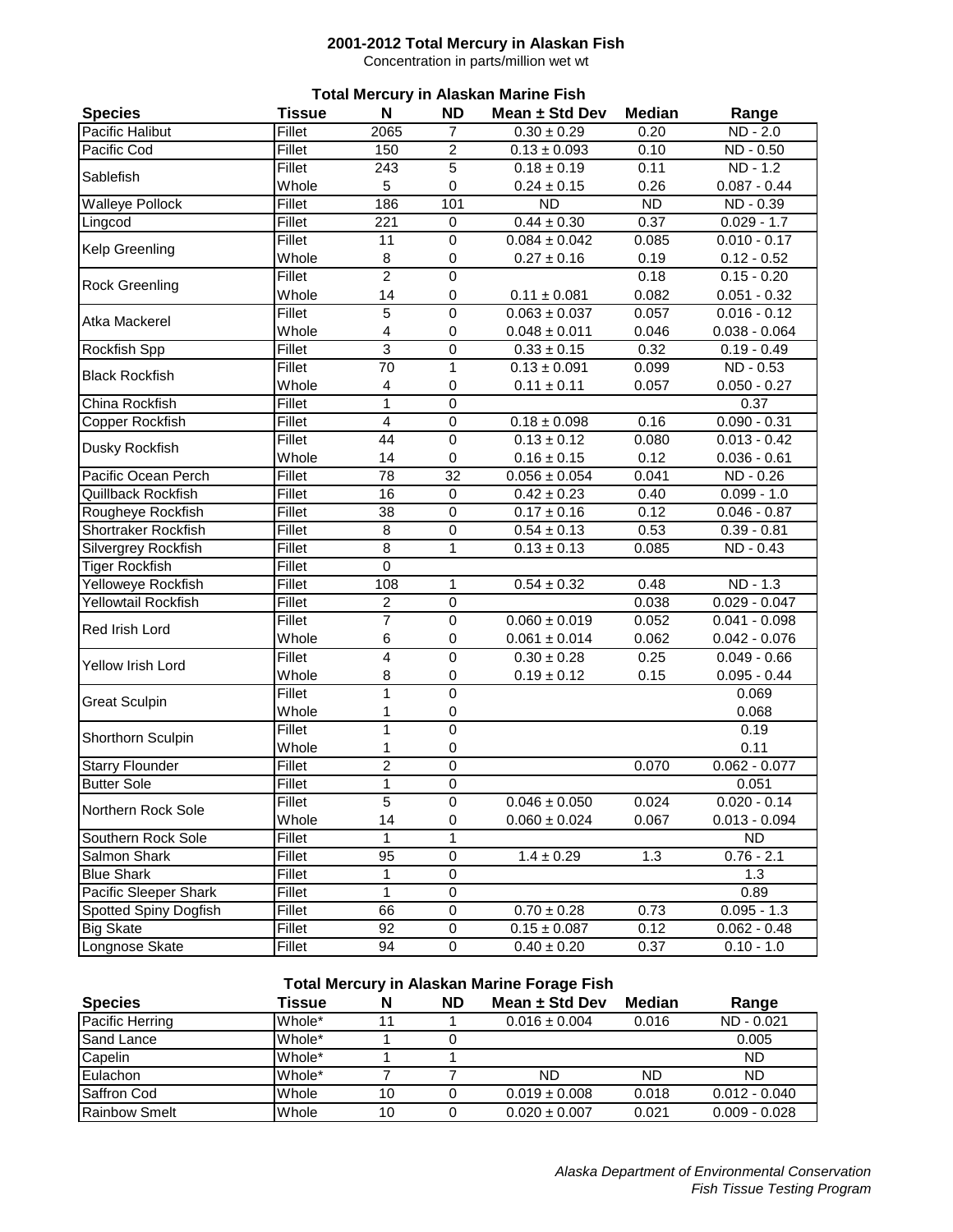# 2001-2012 Total Mercury in Alaskan Fish

Concentration in parts/million wet wt

## Total Mercury in Alaskan Marine Fish

| Species | Tissue | N | ND | Mean ± Std Dev | Median | Range |
|---|---|---|---|---|---|---|
| Pacific Halibut | Fillet | 2065 | 7 | 0.30 ± 0.29 | 0.20 | ND - 2.0 |
| Pacific Cod | Fillet | 150 | 2 | 0.13 ± 0.093 | 0.10 | ND - 0.50 |
| Sablefish | Fillet | 243 | 5 | 0.18 ± 0.19 | 0.11 | ND - 1.2 |
| | Whole | 5 | 0 | 0.24 ± 0.15 | 0.26 | 0.087 - 0.44 |
| Walleye Pollock | Fillet | 186 | 101 | ND | ND | ND - 0.39 |
| Lingcod | Fillet | 221 | 0 | 0.44 ± 0.30 | 0.37 | 0.029 - 1.7 |
| Kelp Greenling | Fillet | 11 | 0 | 0.084 ± 0.042 | 0.085 | 0.010 - 0.17 |
| | Whole | 8 | 0 | 0.27 ± 0.16 | 0.19 | 0.12 - 0.52 |
| Rock Greenling | Fillet | 2 | 0 | | 0.18 | 0.15 - 0.20 |
| | Whole | 14 | 0 | 0.11 ± 0.081 | 0.082 | 0.051 - 0.32 |
| Atka Mackerel | Fillet | 5 | 0 | 0.063 ± 0.037 | 0.057 | 0.016 - 0.12 |
| | Whole | 4 | 0 | 0.048 ± 0.011 | 0.046 | 0.038 - 0.064 |
| Rockfish Spp | Fillet | 3 | 0 | 0.33 ± 0.15 | 0.32 | 0.19 - 0.49 |
| Black Rockfish | Fillet | 70 | 1 | 0.13 ± 0.091 | 0.099 | ND - 0.53 |
| | Whole | 4 | 0 | 0.11 ± 0.11 | 0.057 | 0.050 - 0.27 |
| China Rockfish | Fillet | 1 | 0 | | | 0.37 |
| Copper Rockfish | Fillet | 4 | 0 | 0.18 ± 0.098 | 0.16 | 0.090 - 0.31 |
| Dusky Rockfish | Fillet | 44 | 0 | 0.13 ± 0.12 | 0.080 | 0.013 - 0.42 |
| | Whole | 14 | 0 | 0.16 ± 0.15 | 0.12 | 0.036 - 0.61 |
| Pacific Ocean Perch | Fillet | 78 | 32 | 0.056 ± 0.054 | 0.041 | ND - 0.26 |
| Quillback Rockfish | Fillet | 16 | 0 | 0.42 ± 0.23 | 0.40 | 0.099 - 1.0 |
| Rougheye Rockfish | Fillet | 38 | 0 | 0.17 ± 0.16 | 0.12 | 0.046 - 0.87 |
| Shortraker Rockfish | Fillet | 8 | 0 | 0.54 ± 0.13 | 0.53 | 0.39 - 0.81 |
| Silvergrey Rockfish | Fillet | 8 | 1 | 0.13 ± 0.13 | 0.085 | ND - 0.43 |
| Tiger Rockfish | Fillet | 0 | | | | |
| Yelloweye Rockfish | Fillet | 108 | 1 | 0.54 ± 0.32 | 0.48 | ND - 1.3 |
| Yellowtail Rockfish | Fillet | 2 | 0 | | 0.038 | 0.029 - 0.047 |
| Red Irish Lord | Fillet | 7 | 0 | 0.060 ± 0.019 | 0.052 | 0.041 - 0.098 |
| | Whole | 6 | 0 | 0.061 ± 0.014 | 0.062 | 0.042 - 0.076 |
| Yellow Irish Lord | Fillet | 4 | 0 | 0.30 ± 0.28 | 0.25 | 0.049 - 0.66 |
| | Whole | 8 | 0 | 0.19 ± 0.12 | 0.15 | 0.095 - 0.44 |
| Great Sculpin | Fillet | 1 | 0 | | | 0.069 |
| | Whole | 1 | 0 | | | 0.068 |
| Shorthorn Sculpin | Fillet | 1 | 0 | | | 0.19 |
| | Whole | 1 | 0 | | | 0.11 |
| Starry Flounder | Fillet | 2 | 0 | | 0.070 | 0.062 - 0.077 |
| Butter Sole | Fillet | 1 | 0 | | | 0.051 |
| Northern Rock Sole | Fillet | 5 | 0 | 0.046 ± 0.050 | 0.024 | 0.020 - 0.14 |
| | Whole | 14 | 0 | 0.060 ± 0.024 | 0.067 | 0.013 - 0.094 |
| Southern Rock Sole | Fillet | 1 | 1 | | | ND |
| Salmon Shark | Fillet | 95 | 0 | 1.4 ± 0.29 | 1.3 | 0.76 - 2.1 |
| Blue Shark | Fillet | 1 | 0 | | | 1.3 |
| Pacific Sleeper Shark | Fillet | 1 | 0 | | | 0.89 |
| Spotted Spiny Dogfish | Fillet | 66 | 0 | 0.70 ± 0.28 | 0.73 | 0.095 - 1.3 |
| Big Skate | Fillet | 92 | 0 | 0.15 ± 0.087 | 0.12 | 0.062 - 0.48 |
| Longnose Skate | Fillet | 94 | 0 | 0.40 ± 0.20 | 0.37 | 0.10 - 1.0 |

## Total Mercury in Alaskan Marine Forage Fish

| Species | Tissue | N | ND | Mean ± Std Dev | Median | Range |
|---|---|---|---|---|---|---|
| Pacific Herring | Whole* | 11 | 1 | 0.016 ± 0.004 | 0.016 | ND - 0.021 |
| Sand Lance | Whole* | 1 | 0 | | | 0.005 |
| Capelin | Whole* | 1 | 1 | | | ND |
| Eulachon | Whole* | 7 | 7 | ND | ND | ND |
| Saffron Cod | Whole | 10 | 0 | 0.019 ± 0.008 | 0.018 | 0.012 - 0.040 |
| Rainbow Smelt | Whole | 10 | 0 | 0.020 ± 0.007 | 0.021 | 0.009 - 0.028 |

*Alaska Department of Environmental Conservation*
*Fish Tissue Testing Program*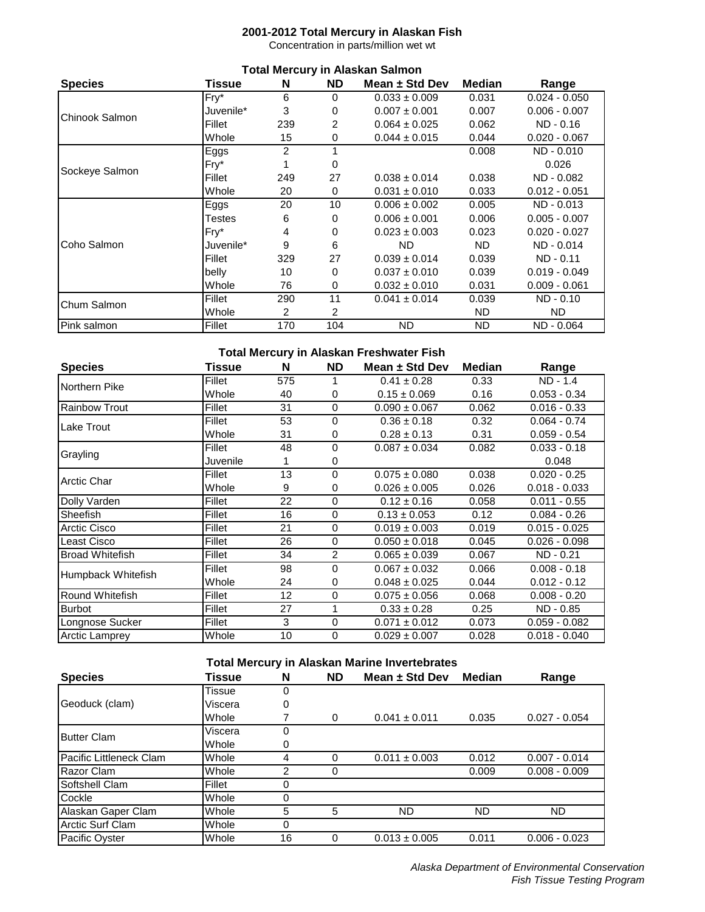# 2001-2012 Total Mercury in Alaskan Fish

Concentration in parts/million wet wt

## Total Mercury in Alaskan Salmon

| Species | Tissue | N | ND | Mean ± Std Dev | Median | Range |
|---|---|---|---|---|---|---|
| Chinook Salmon | Fry* | 6 | 0 | 0.033 ± 0.009 | 0.031 | 0.024 - 0.050 |
| | Juvenile* | 3 | 0 | 0.007 ± 0.001 | 0.007 | 0.006 - 0.007 |
| | Fillet | 239 | 2 | 0.064 ± 0.025 | 0.062 | ND - 0.16 |
| | Whole | 15 | 0 | 0.044 ± 0.015 | 0.044 | 0.020 - 0.067 |
| Sockeye Salmon | Eggs | 2 | 1 | | 0.008 | ND - 0.010 |
| | Fry* | 1 | 0 | | | 0.026 |
| | Fillet | 249 | 27 | 0.038 ± 0.014 | 0.038 | ND - 0.082 |
| | Whole | 20 | 0 | 0.031 ± 0.010 | 0.033 | 0.012 - 0.051 |
| Coho Salmon | Eggs | 20 | 10 | 0.006 ± 0.002 | 0.005 | ND - 0.013 |
| | Testes | 6 | 0 | 0.006 ± 0.001 | 0.006 | 0.005 - 0.007 |
| | Fry* | 4 | 0 | 0.023 ± 0.003 | 0.023 | 0.020 - 0.027 |
| | Juvenile* | 9 | 6 | ND | ND | ND - 0.014 |
| | Fillet | 329 | 27 | 0.039 ± 0.014 | 0.039 | ND - 0.11 |
| | belly | 10 | 0 | 0.037 ± 0.010 | 0.039 | 0.019 - 0.049 |
| | Whole | 76 | 0 | 0.032 ± 0.010 | 0.031 | 0.009 - 0.061 |
| Chum Salmon | Fillet | 290 | 11 | 0.041 ± 0.014 | 0.039 | ND - 0.10 |
| | Whole | 2 | 2 | | ND | ND |
| Pink salmon | Fillet | 170 | 104 | ND | ND | ND - 0.064 |

## Total Mercury in Alaskan Freshwater Fish

| Species | Tissue | N | ND | Mean ± Std Dev | Median | Range |
|---|---|---|---|---|---|---|
| Northern Pike | Fillet | 575 | 1 | 0.41 ± 0.28 | 0.33 | ND - 1.4 |
| | Whole | 40 | 0 | 0.15 ± 0.069 | 0.16 | 0.053 - 0.34 |
| Rainbow Trout | Fillet | 31 | 0 | 0.090 ± 0.067 | 0.062 | 0.016 - 0.33 |
| Lake Trout | Fillet | 53 | 0 | 0.36 ± 0.18 | 0.32 | 0.064 - 0.74 |
| | Whole | 31 | 0 | 0.28 ± 0.13 | 0.31 | 0.059 - 0.54 |
| Grayling | Fillet | 48 | 0 | 0.087 ± 0.034 | 0.082 | 0.033 - 0.18 |
| | Juvenile | 1 | 0 | | | 0.048 |
| Arctic Char | Fillet | 13 | 0 | 0.075 ± 0.080 | 0.038 | 0.020 - 0.25 |
| | Whole | 9 | 0 | 0.026 ± 0.005 | 0.026 | 0.018 - 0.033 |
| Dolly Varden | Fillet | 22 | 0 | 0.12 ± 0.16 | 0.058 | 0.011 - 0.55 |
| Sheefish | Fillet | 16 | 0 | 0.13 ± 0.053 | 0.12 | 0.084 - 0.26 |
| Arctic Cisco | Fillet | 21 | 0 | 0.019 ± 0.003 | 0.019 | 0.015 - 0.025 |
| Least Cisco | Fillet | 26 | 0 | 0.050 ± 0.018 | 0.045 | 0.026 - 0.098 |
| Broad Whitefish | Fillet | 34 | 2 | 0.065 ± 0.039 | 0.067 | ND - 0.21 |
| Humpback Whitefish | Fillet | 98 | 0 | 0.067 ± 0.032 | 0.066 | 0.008 - 0.18 |
| | Whole | 24 | 0 | 0.048 ± 0.025 | 0.044 | 0.012 - 0.12 |
| Round Whitefish | Fillet | 12 | 0 | 0.075 ± 0.056 | 0.068 | 0.008 - 0.20 |
| Burbot | Fillet | 27 | 1 | 0.33 ± 0.28 | 0.25 | ND - 0.85 |
| Longnose Sucker | Fillet | 3 | 0 | 0.071 ± 0.012 | 0.073 | 0.059 - 0.082 |
| Arctic Lamprey | Whole | 10 | 0 | 0.029 ± 0.007 | 0.028 | 0.018 - 0.040 |

## Total Mercury in Alaskan Marine Invertebrates

| Species | Tissue | N | ND | Mean ± Std Dev | Median | Range |
|---|---|---|---|---|---|---|
| Geoduck (clam) | Tissue | 0 | | | | |
| | Viscera | 0 | | | | |
| | Whole | 7 | 0 | 0.041 ± 0.011 | 0.035 | 0.027 - 0.054 |
| Butter Clam | Viscera | 0 | | | | |
| | Whole | 0 | | | | |
| Pacific Littleneck Clam | Whole | 4 | 0 | 0.011 ± 0.003 | 0.012 | 0.007 - 0.014 |
| Razor Clam | Whole | 2 | 0 | | 0.009 | 0.008 - 0.009 |
| Softshell Clam | Fillet | 0 | | | | |
| Cockle | Whole | 0 | | | | |
| Alaskan Gaper Clam | Whole | 5 | 5 | ND | ND | ND |
| Arctic Surf Clam | Whole | 0 | | | | |
| Pacific Oyster | Whole | 16 | 0 | 0.013 ± 0.005 | 0.011 | 0.006 - 0.023 |

*Alaska Department of Environmental Conservation*
*Fish Tissue Testing Program*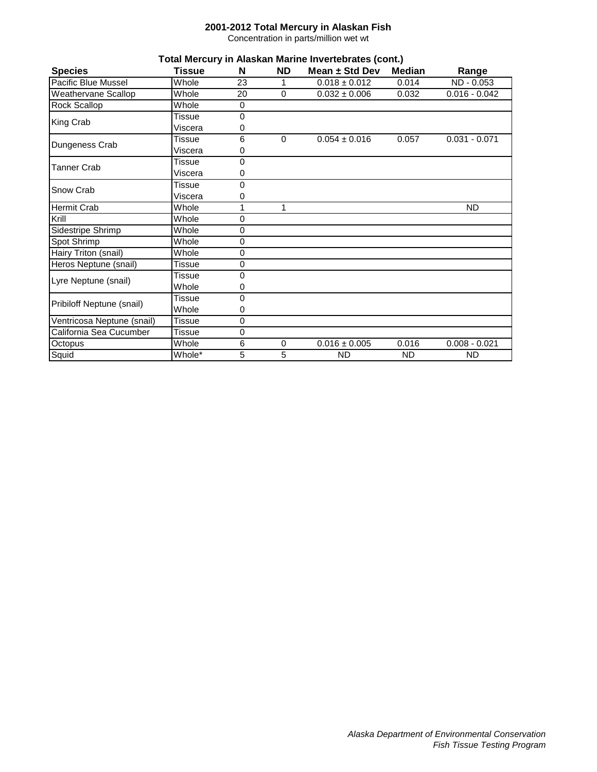**2001-2012 Total Mercury in Alaskan Fish**

Concentration in parts/million wet wt

### Total Mercury in Alaskan Marine Invertebrates (cont.)

| Species | Tissue | N | ND | Mean ± Std Dev | Median | Range |
|---|---|---|---|---|---|---|
| Pacific Blue Mussel | Whole | 23 | 1 | 0.018 ± 0.012 | 0.014 | ND - 0.053 |
| Weathervane Scallop | Whole | 20 | 0 | 0.032 ± 0.006 | 0.032 | 0.016 - 0.042 |
| Rock Scallop | Whole | 0 | | | | |
| King Crab | Tissue | 0 | | | | |
| | Viscera | 0 | | | | |
| Dungeness Crab | Tissue | 6 | 0 | 0.054 ± 0.016 | 0.057 | 0.031 - 0.071 |
| | Viscera | 0 | | | | |
| Tanner Crab | Tissue | 0 | | | | |
| | Viscera | 0 | | | | |
| Snow Crab | Tissue | 0 | | | | |
| | Viscera | 0 | | | | |
| Hermit Crab | Whole | 1 | 1 | | | ND |
| Krill | Whole | 0 | | | | |
| Sidestripe Shrimp | Whole | 0 | | | | |
| Spot Shrimp | Whole | 0 | | | | |
| Hairy Triton (snail) | Whole | 0 | | | | |
| Heros Neptune (snail) | Tissue | 0 | | | | |
| Lyre Neptune (snail) | Tissue | 0 | | | | |
| | Whole | 0 | | | | |
| Pribiloff Neptune (snail) | Tissue | 0 | | | | |
| | Whole | 0 | | | | |
| Ventricosa Neptune (snail) | Tissue | 0 | | | | |
| California Sea Cucumber | Tissue | 0 | | | | |
| Octopus | Whole | 6 | 0 | 0.016 ± 0.005 | 0.016 | 0.008 - 0.021 |
| Squid | Whole* | 5 | 5 | ND | ND | ND |

*Alaska Department of Environmental Conservation*
*Fish Tissue Testing Program*